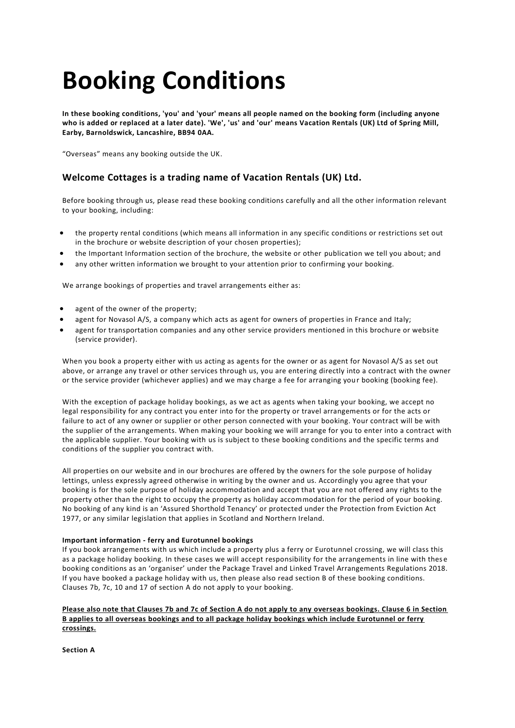# Booking Conditions

**In these booking conditions, 'you' and 'your' means all people named on the booking form (including anyone who is added or replaced at a later date). 'We', 'us' and 'our' means Vacation Rentals (UK) Ltd of Spring Mill, Earby, Barnoldswick, Lancashire, BB94 0AA.**

“Overseas” means any booking outside the UK.

## Welcome Cottages is a trading name of Vacation Rentals (UK) Ltd.

Before booking through us, please read these booking conditions carefully and all the other information relevant to your booking, including:

- the property rental conditions (which means all information in any specific conditions or restrictions set out in the brochure or website description of your chosen properties);
- the Important Information section of the brochure, the website or other publication we tell you about; and
- any other written information we brought to your attention prior to confirming your booking.

We arrange bookings of properties and travel arrangements either as:

- agent of the owner of the property;
- agent for Novasol A/S, a company which acts as agent for owners of properties in France and Italy;
- agent for transportation companies and any other service providers mentioned in this brochure or website (service provider).

When you book a property either with us acting as agents for the owner or as agent for Novasol A/S as set out above, or arrange any travel or other services through us, you are entering directly into a contract with the owner or the service provider (whichever applies) and we may charge a fee for arranging your booking (booking fee).

With the exception of package holiday bookings, as we act as agents when taking your booking, we accept no legal responsibility for any contract you enter into for the property or travel arrangements or for the acts or failure to act of any owner or supplier or other person connected with your booking. Your contract will be with the supplier of the arrangements. When making your booking we will arrange for you to enter into a contract with the applicable supplier. Your booking with us is subject to these booking conditions and the specific terms and conditions of the supplier you contract with.

All properties on our website and in our brochures are offered by the owners for the sole purpose of holiday lettings, unless expressly agreed otherwise in writing by the owner and us. Accordingly you agree that your booking is for the sole purpose of holiday accommodation and accept that you are not offered any rights to the property other than the right to occupy the property as holiday accommodation for the period of your booking. No booking of any kind is an ‘Assured Shorthold Tenancy’ or protected under the Protection from Eviction Act 1977, or any similar legislation that applies in Scotland and Northern Ireland.

**Important information - ferry and Eurotunnel bookings**
If you book arrangements with us which include a property plus a ferry or Eurotunnel crossing, we will class this as a package holiday booking. In these cases we will accept responsibility for the arrangements in line with these booking conditions as an ‘organiser’ under the Package Travel and Linked Travel Arrangements Regulations 2018. If you have booked a package holiday with us, then please also read section B of these booking conditions. Clauses 7b, 7c, 10 and 17 of section A do not apply to your booking.

**Please also note that Clauses 7b and 7c of Section A do not apply to any overseas bookings. Clause 6 in Section B applies to all overseas bookings and to all package holiday bookings which include Eurotunnel or ferry crossings.**

**Section A**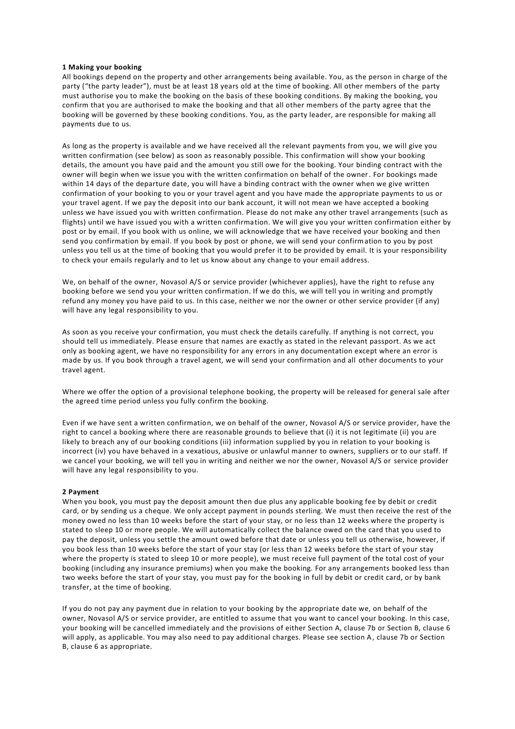**1 Making your booking**

All bookings depend on the property and other arrangements being available. You, as the person in charge of the party ("the party leader"), must be at least 18 years old at the time of booking. All other members of the party must authorise you to make the booking on the basis of these booking conditions. By making the booking, you confirm that you are authorised to make the booking and that all other members of the party agree that the booking will be governed by these booking conditions. You, as the party leader, are responsible for making all payments due to us.

As long as the property is available and we have received all the relevant payments from you, we will give you written confirmation (see below) as soon as reasonably possible. This confirmation will show your booking details, the amount you have paid and the amount you still owe for the booking. Your binding contract with the owner will begin when we issue you with the written confirmation on behalf of the owner. For bookings made within 14 days of the departure date, you will have a binding contract with the owner when we give written confirmation of your booking to you or your travel agent and you have made the appropriate payments to us or your travel agent. If we pay the deposit into our bank account, it will not mean we have accepted a booking unless we have issued you with written confirmation. Please do not make any other travel arrangements (such as flights) until we have issued you with a written confirmation. We will give you your written confirmation either by post or by email. If you book with us online, we will acknowledge that we have received your booking and then send you confirmation by email. If you book by post or phone, we will send your confirmation to you by post unless you tell us at the time of booking that you would prefer it to be provided by email. It is your responsibility to check your emails regularly and to let us know about any change to your email address.

We, on behalf of the owner, Novasol A/S or service provider (whichever applies), have the right to refuse any booking before we send you your written confirmation. If we do this, we will tell you in writing and promptly refund any money you have paid to us. In this case, neither we nor the owner or other service provider (if any) will have any legal responsibility to you.

As soon as you receive your confirmation, you must check the details carefully. If anything is not correct, you should tell us immediately. Please ensure that names are exactly as stated in the relevant passport. As we act only as booking agent, we have no responsibility for any errors in any documentation except where an error is made by us. If you book through a travel agent, we will send your confirmation and all other documents to your travel agent.

Where we offer the option of a provisional telephone booking, the property will be released for general sale after the agreed time period unless you fully confirm the booking.

Even if we have sent a written confirmation, we on behalf of the owner, Novasol A/S or service provider, have the right to cancel a booking where there are reasonable grounds to believe that (i) it is not legitimate (ii) you are likely to breach any of our booking conditions (iii) information supplied by you in relation to your booking is incorrect (iv) you have behaved in a vexatious, abusive or unlawful manner to owners, suppliers or to our staff. If we cancel your booking, we will tell you in writing and neither we nor the owner, Novasol A/S or service provider will have any legal responsibility to you.

**2 Payment**

When you book, you must pay the deposit amount then due plus any applicable booking fee by debit or credit card, or by sending us a cheque. We only accept payment in pounds sterling. We must then receive the rest of the money owed no less than 10 weeks before the start of your stay, or no less than 12 weeks where the property is stated to sleep 10 or more people. We will automatically collect the balance owed on the card that you used to pay the deposit, unless you settle the amount owed before that date or unless you tell us otherwise, however, if you book less than 10 weeks before the start of your stay (or less than 12 weeks before the start of your stay where the property is stated to sleep 10 or more people), we must receive full payment of the total cost of your booking (including any insurance premiums) when you make the booking. For any arrangements booked less than two weeks before the start of your stay, you must pay for the booking in full by debit or credit card, or by bank transfer, at the time of booking.

If you do not pay any payment due in relation to your booking by the appropriate date we, on behalf of the owner, Novasol A/S or service provider, are entitled to assume that you want to cancel your booking. In this case, your booking will be cancelled immediately and the provisions of either Section A, clause 7b or Section B, clause 6 will apply, as applicable. You may also need to pay additional charges. Please see section A, clause 7b or Section B, clause 6 as appropriate.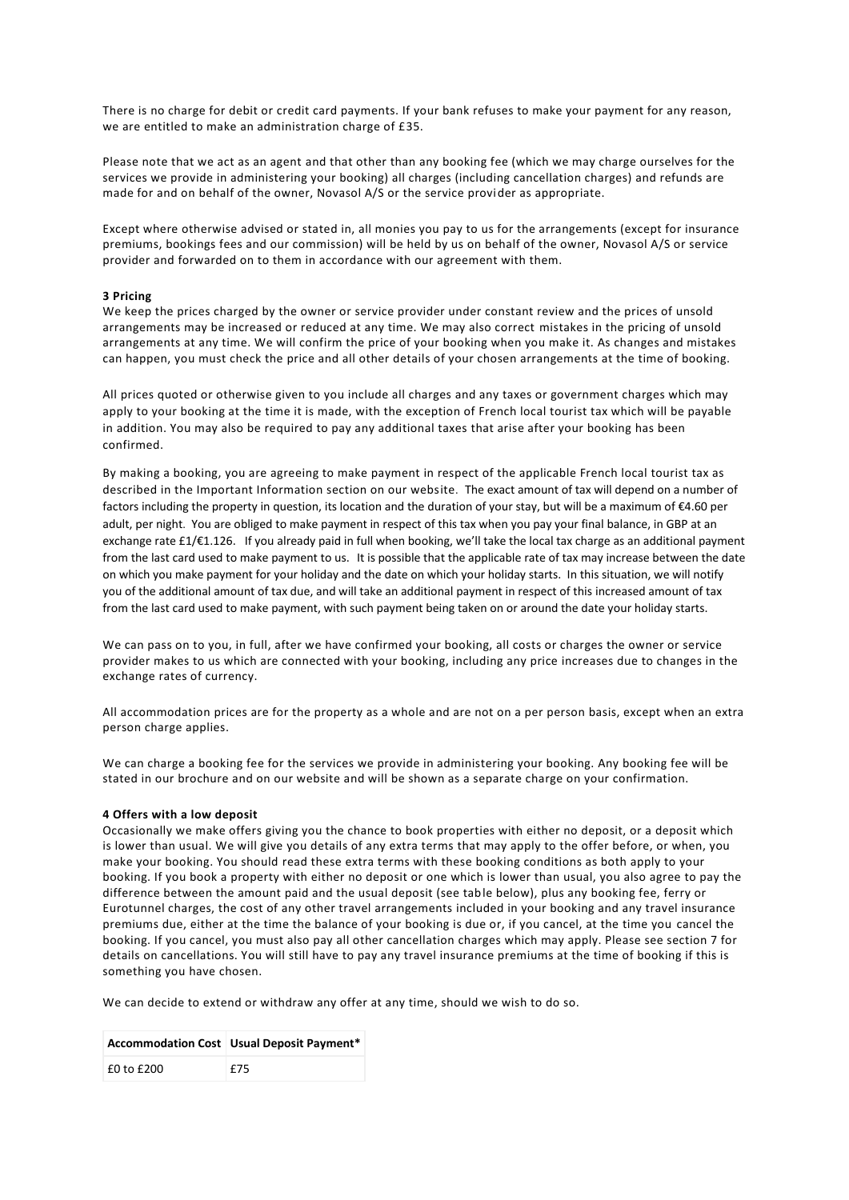There is no charge for debit or credit card payments. If your bank refuses to make your payment for any reason, we are entitled to make an administration charge of £35.

Please note that we act as an agent and that other than any booking fee (which we may charge ourselves for the services we provide in administering your booking) all charges (including cancellation charges) and refunds are made for and on behalf of the owner, Novasol A/S or the service provider as appropriate.

Except where otherwise advised or stated in, all monies you pay to us for the arrangements (except for insurance premiums, bookings fees and our commission) will be held by us on behalf of the owner, Novasol A/S or service provider and forwarded on to them in accordance with our agreement with them.

**3 Pricing**

We keep the prices charged by the owner or service provider under constant review and the prices of unsold arrangements may be increased or reduced at any time. We may also correct mistakes in the pricing of unsold arrangements at any time. We will confirm the price of your booking when you make it. As changes and mistakes can happen, you must check the price and all other details of your chosen arrangements at the time of booking.

All prices quoted or otherwise given to you include all charges and any taxes or government charges which may apply to your booking at the time it is made, with the exception of French local tourist tax which will be payable in addition. You may also be required to pay any additional taxes that arise after your booking has been confirmed.

By making a booking, you are agreeing to make payment in respect of the applicable French local tourist tax as described in the Important Information section on our website. The exact amount of tax will depend on a number of factors including the property in question, its location and the duration of your stay, but will be a maximum of €4.60 per adult, per night. You are obliged to make payment in respect of this tax when you pay your final balance, in GBP at an exchange rate £1/€1.126. If you already paid in full when booking, we'll take the local tax charge as an additional payment from the last card used to make payment to us. It is possible that the applicable rate of tax may increase between the date on which you make payment for your holiday and the date on which your holiday starts. In this situation, we will notify you of the additional amount of tax due, and will take an additional payment in respect of this increased amount of tax from the last card used to make payment, with such payment being taken on or around the date your holiday starts.

We can pass on to you, in full, after we have confirmed your booking, all costs or charges the owner or service provider makes to us which are connected with your booking, including any price increases due to changes in the exchange rates of currency.

All accommodation prices are for the property as a whole and are not on a per person basis, except when an extra person charge applies.

We can charge a booking fee for the services we provide in administering your booking. Any booking fee will be stated in our brochure and on our website and will be shown as a separate charge on your confirmation.

**4 Offers with a low deposit**

Occasionally we make offers giving you the chance to book properties with either no deposit, or a deposit which is lower than usual. We will give you details of any extra terms that may apply to the offer before, or when, you make your booking. You should read these extra terms with these booking conditions as both apply to your booking. If you book a property with either no deposit or one which is lower than usual, you also agree to pay the difference between the amount paid and the usual deposit (see table below), plus any booking fee, ferry or Eurotunnel charges, the cost of any other travel arrangements included in your booking and any travel insurance premiums due, either at the time the balance of your booking is due or, if you cancel, at the time you cancel the booking. If you cancel, you must also pay all other cancellation charges which may apply. Please see section 7 for details on cancellations. You will still have to pay any travel insurance premiums at the time of booking if this is something you have chosen.

We can decide to extend or withdraw any offer at any time, should we wish to do so.

| Accommodation Cost | Usual Deposit Payment* |
|---|---|
| £0 to £200 | £75 |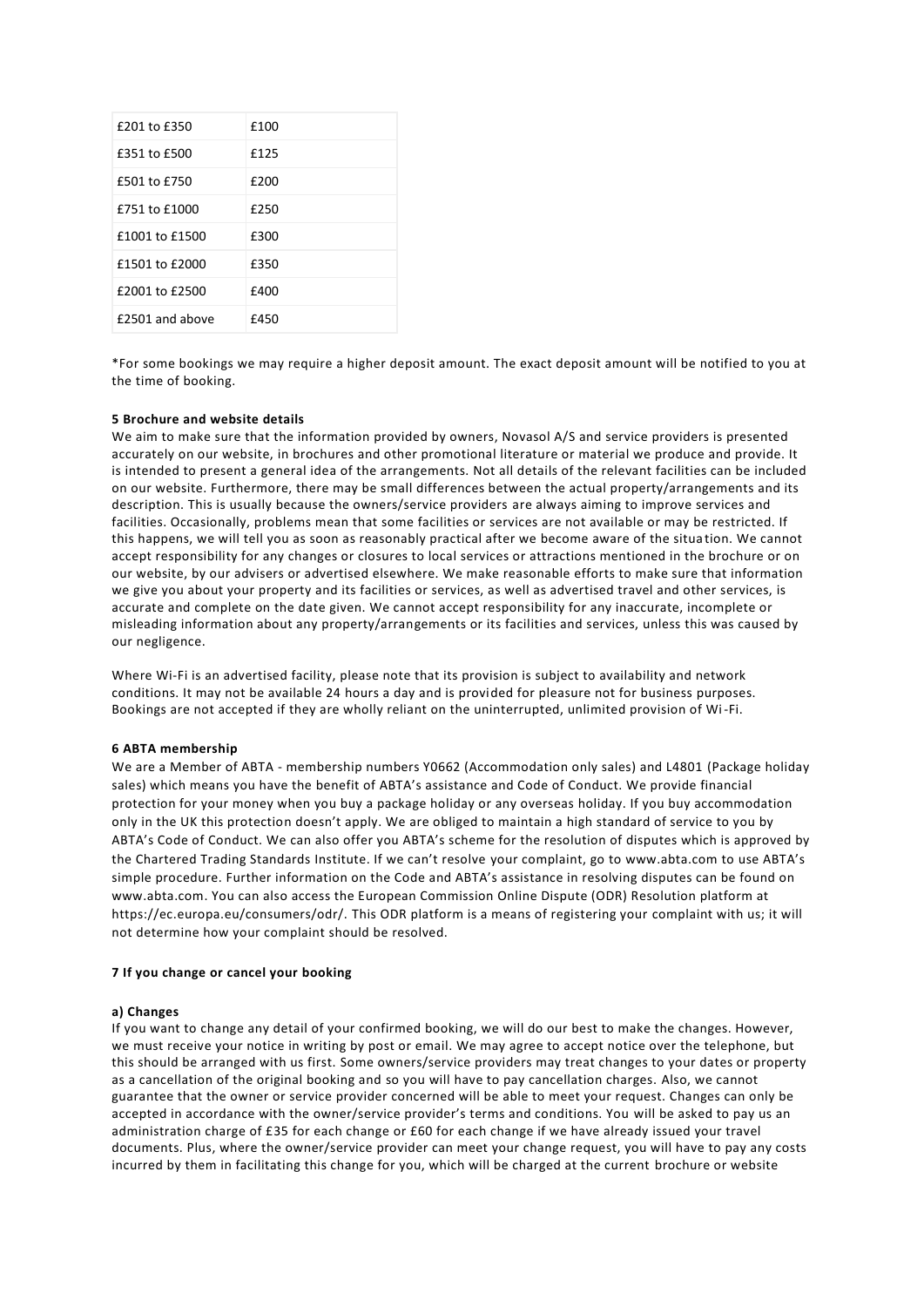| £201 to £350 | £100 |
|---|---|
| £351 to £500 | £125 |
| £501 to £750 | £200 |
| £751 to £1000 | £250 |
| £1001 to £1500 | £300 |
| £1501 to £2000 | £350 |
| £2001 to £2500 | £400 |
| £2501 and above | £450 |

*For some bookings we may require a higher deposit amount. The exact deposit amount will be notified to you at the time of booking.

**5 Brochure and website details**

We aim to make sure that the information provided by owners, Novasol A/S and service providers is presented accurately on our website, in brochures and other promotional literature or material we produce and provide. It is intended to present a general idea of the arrangements. Not all details of the relevant facilities can be included on our website. Furthermore, there may be small differences between the actual property/arrangements and its description. This is usually because the owners/service providers are always aiming to improve services and facilities. Occasionally, problems mean that some facilities or services are not available or may be restricted. If this happens, we will tell you as soon as reasonably practical after we become aware of the situation. We cannot accept responsibility for any changes or closures to local services or attractions mentioned in the brochure or on our website, by our advisers or advertised elsewhere. We make reasonable efforts to make sure that information we give you about your property and its facilities or services, as well as advertised travel and other services, is accurate and complete on the date given. We cannot accept responsibility for any inaccurate, incomplete or misleading information about any property/arrangements or its facilities and services, unless this was caused by our negligence.

Where Wi-Fi is an advertised facility, please note that its provision is subject to availability and network conditions. It may not be available 24 hours a day and is provided for pleasure not for business purposes. Bookings are not accepted if they are wholly reliant on the uninterrupted, unlimited provision of Wi-Fi.

**6 ABTA membership**

We are a Member of ABTA - membership numbers Y0662 (Accommodation only sales) and L4801 (Package holiday sales) which means you have the benefit of ABTA's assistance and Code of Conduct. We provide financial protection for your money when you buy a package holiday or any overseas holiday. If you buy accommodation only in the UK this protection doesn't apply. We are obliged to maintain a high standard of service to you by ABTA's Code of Conduct. We can also offer you ABTA's scheme for the resolution of disputes which is approved by the Chartered Trading Standards Institute. If we can't resolve your complaint, go to www.abta.com to use ABTA's simple procedure. Further information on the Code and ABTA's assistance in resolving disputes can be found on www.abta.com. You can also access the European Commission Online Dispute (ODR) Resolution platform at https://ec.europa.eu/consumers/odr/. This ODR platform is a means of registering your complaint with us; it will not determine how your complaint should be resolved.

**7 If you change or cancel your booking**

**a) Changes**

If you want to change any detail of your confirmed booking, we will do our best to make the changes. However, we must receive your notice in writing by post or email. We may agree to accept notice over the telephone, but this should be arranged with us first. Some owners/service providers may treat changes to your dates or property as a cancellation of the original booking and so you will have to pay cancellation charges. Also, we cannot guarantee that the owner or service provider concerned will be able to meet your request. Changes can only be accepted in accordance with the owner/service provider's terms and conditions. You will be asked to pay us an administration charge of £35 for each change or £60 for each change if we have already issued your travel documents. Plus, where the owner/service provider can meet your change request, you will have to pay any costs incurred by them in facilitating this change for you, which will be charged at the current brochure or website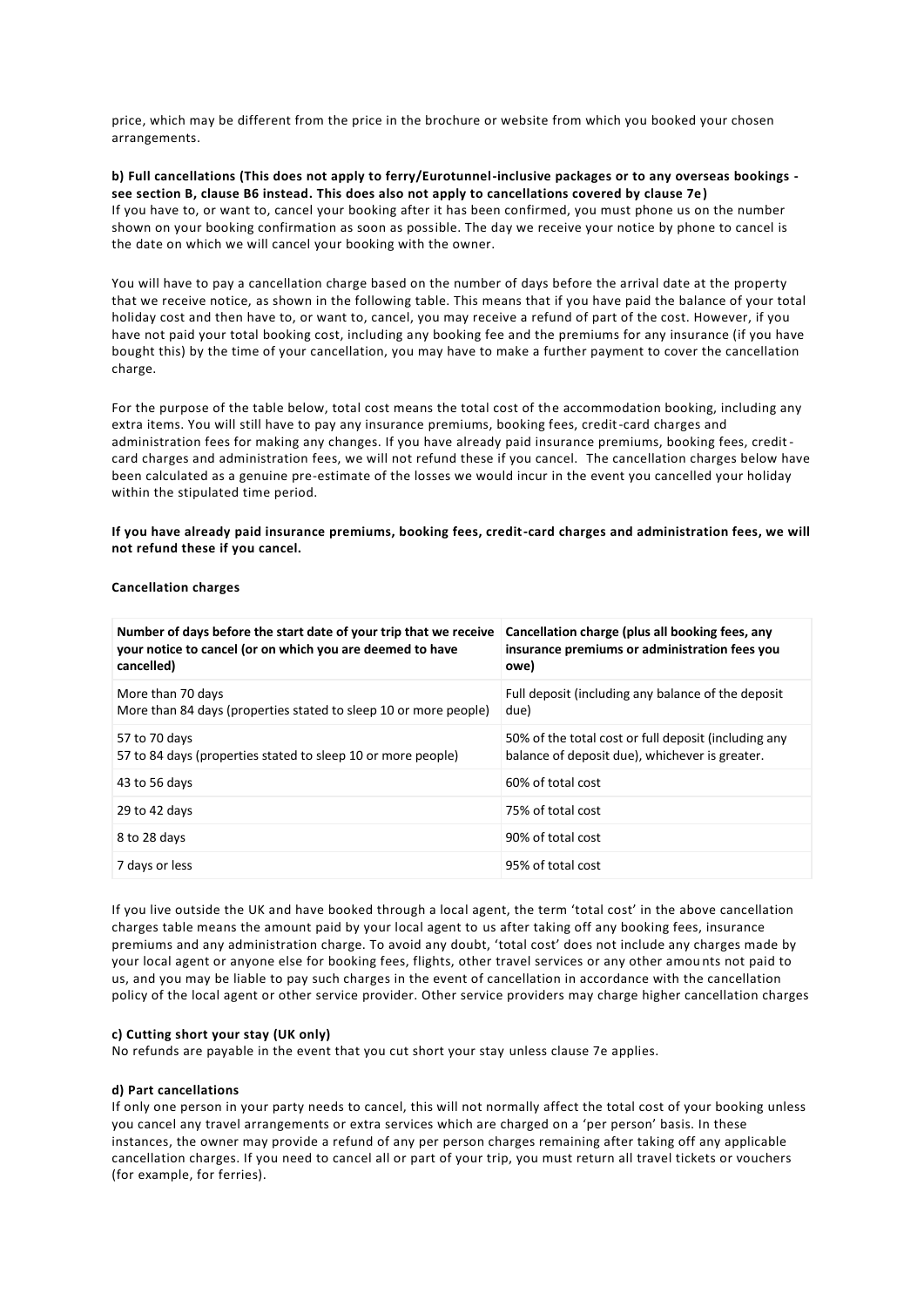price, which may be different from the price in the brochure or website from which you booked your chosen arrangements.

**b) Full cancellations (This does not apply to ferry/Eurotunnel-inclusive packages or to any overseas bookings - see section B, clause B6 instead. This does also not apply to cancellations covered by clause 7e)**

If you have to, or want to, cancel your booking after it has been confirmed, you must phone us on the number shown on your booking confirmation as soon as possible. The day we receive your notice by phone to cancel is the date on which we will cancel your booking with the owner.

You will have to pay a cancellation charge based on the number of days before the arrival date at the property that we receive notice, as shown in the following table. This means that if you have paid the balance of your total holiday cost and then have to, or want to, cancel, you may receive a refund of part of the cost. However, if you have not paid your total booking cost, including any booking fee and the premiums for any insurance (if you have bought this) by the time of your cancellation, you may have to make a further payment to cover the cancellation charge.

For the purpose of the table below, total cost means the total cost of the accommodation booking, including any extra items. You will still have to pay any insurance premiums, booking fees, credit-card charges and administration fees for making any changes. If you have already paid insurance premiums, booking fees, credit-card charges and administration fees, we will not refund these if you cancel. The cancellation charges below have been calculated as a genuine pre-estimate of the losses we would incur in the event you cancelled your holiday within the stipulated time period.

**If you have already paid insurance premiums, booking fees, credit-card charges and administration fees, we will not refund these if you cancel.**

**Cancellation charges**

| Number of days before the start date of your trip that we receive your notice to cancel (or on which you are deemed to have cancelled) | Cancellation charge (plus all booking fees, any insurance premiums or administration fees you owe) |
|---|---|
| More than 70 days<br>More than 84 days (properties stated to sleep 10 or more people) | Full deposit (including any balance of the deposit due) |
| 57 to 70 days<br>57 to 84 days (properties stated to sleep 10 or more people) | 50% of the total cost or full deposit (including any balance of deposit due), whichever is greater. |
| 43 to 56 days | 60% of total cost |
| 29 to 42 days | 75% of total cost |
| 8 to 28 days | 90% of total cost |
| 7 days or less | 95% of total cost |

If you live outside the UK and have booked through a local agent, the term 'total cost' in the above cancellation charges table means the amount paid by your local agent to us after taking off any booking fees, insurance premiums and any administration charge. To avoid any doubt, 'total cost' does not include any charges made by your local agent or anyone else for booking fees, flights, other travel services or any other amounts not paid to us, and you may be liable to pay such charges in the event of cancellation in accordance with the cancellation policy of the local agent or other service provider. Other service providers may charge higher cancellation charges

**c) Cutting short your stay (UK only)**

No refunds are payable in the event that you cut short your stay unless clause 7e applies.

**d) Part cancellations**

If only one person in your party needs to cancel, this will not normally affect the total cost of your booking unless you cancel any travel arrangements or extra services which are charged on a 'per person' basis. In these instances, the owner may provide a refund of any per person charges remaining after taking off any applicable cancellation charges. If you need to cancel all or part of your trip, you must return all travel tickets or vouchers (for example, for ferries).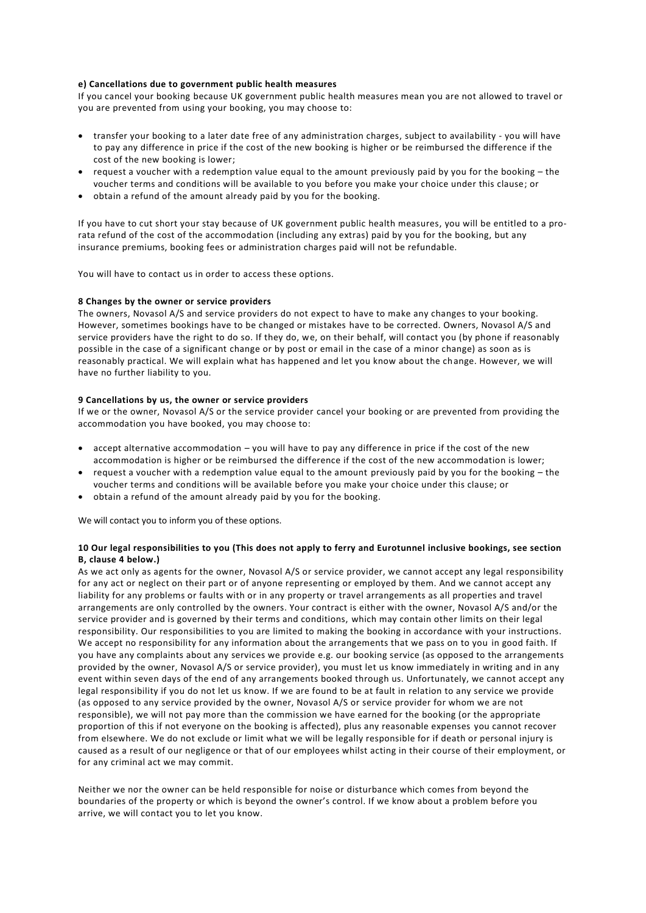**e) Cancellations due to government public health measures**

If you cancel your booking because UK government public health measures mean you are not allowed to travel or you are prevented from using your booking, you may choose to:

- transfer your booking to a later date free of any administration charges, subject to availability - you will have to pay any difference in price if the cost of the new booking is higher or be reimbursed the difference if the cost of the new booking is lower;
- request a voucher with a redemption value equal to the amount previously paid by you for the booking – the voucher terms and conditions will be available to you before you make your choice under this clause; or
- obtain a refund of the amount already paid by you for the booking.

If you have to cut short your stay because of UK government public health measures, you will be entitled to a pro-rata refund of the cost of the accommodation (including any extras) paid by you for the booking, but any insurance premiums, booking fees or administration charges paid will not be refundable.

You will have to contact us in order to access these options.

**8 Changes by the owner or service providers**

The owners, Novasol A/S and service providers do not expect to have to make any changes to your booking. However, sometimes bookings have to be changed or mistakes have to be corrected. Owners, Novasol A/S and service providers have the right to do so. If they do, we, on their behalf, will contact you (by phone if reasonably possible in the case of a significant change or by post or email in the case of a minor change) as soon as is reasonably practical. We will explain what has happened and let you know about the change. However, we will have no further liability to you.

**9 Cancellations by us, the owner or service providers**

If we or the owner, Novasol A/S or the service provider cancel your booking or are prevented from providing the accommodation you have booked, you may choose to:

- accept alternative accommodation – you will have to pay any difference in price if the cost of the new accommodation is higher or be reimbursed the difference if the cost of the new accommodation is lower;
- request a voucher with a redemption value equal to the amount previously paid by you for the booking – the voucher terms and conditions will be available before you make your choice under this clause; or
- obtain a refund of the amount already paid by you for the booking.

We will contact you to inform you of these options.

**10 Our legal responsibilities to you (This does not apply to ferry and Eurotunnel inclusive bookings, see section B, clause 4 below.)**

As we act only as agents for the owner, Novasol A/S or service provider, we cannot accept any legal responsibility for any act or neglect on their part or of anyone representing or employed by them. And we cannot accept any liability for any problems or faults with or in any property or travel arrangements as all properties and travel arrangements are only controlled by the owners. Your contract is either with the owner, Novasol A/S and/or the service provider and is governed by their terms and conditions, which may contain other limits on their legal responsibility. Our responsibilities to you are limited to making the booking in accordance with your instructions. We accept no responsibility for any information about the arrangements that we pass on to you in good faith. If you have any complaints about any services we provide e.g. our booking service (as opposed to the arrangements provided by the owner, Novasol A/S or service provider), you must let us know immediately in writing and in any event within seven days of the end of any arrangements booked through us. Unfortunately, we cannot accept any legal responsibility if you do not let us know. If we are found to be at fault in relation to any service we provide (as opposed to any service provided by the owner, Novasol A/S or service provider for whom we are not responsible), we will not pay more than the commission we have earned for the booking (or the appropriate proportion of this if not everyone on the booking is affected), plus any reasonable expenses you cannot recover from elsewhere. We do not exclude or limit what we will be legally responsible for if death or personal injury is caused as a result of our negligence or that of our employees whilst acting in their course of their employment, or for any criminal act we may commit.

Neither we nor the owner can be held responsible for noise or disturbance which comes from beyond the boundaries of the property or which is beyond the owner's control. If we know about a problem before you arrive, we will contact you to let you know.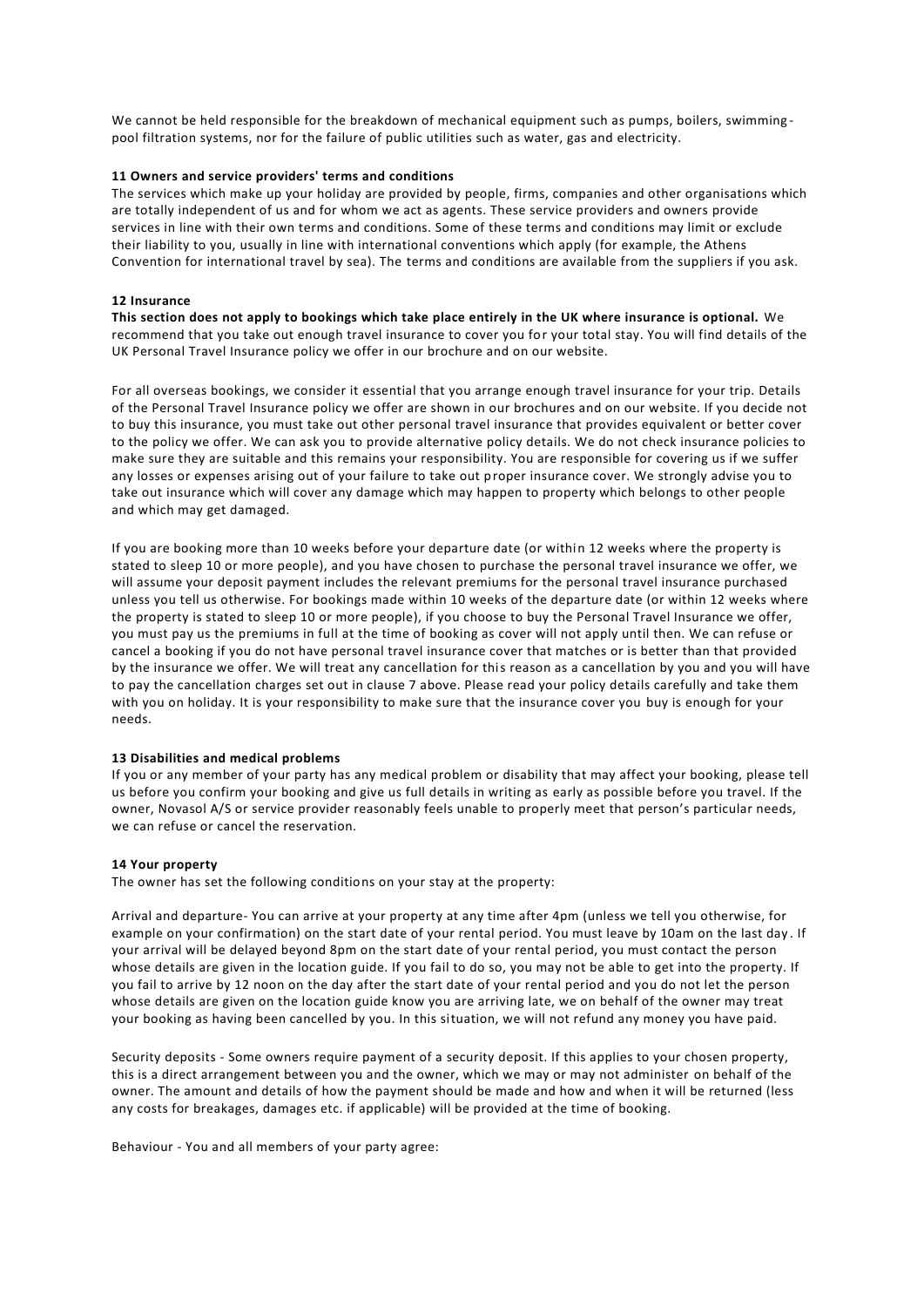We cannot be held responsible for the breakdown of mechanical equipment such as pumps, boilers, swimming-pool filtration systems, nor for the failure of public utilities such as water, gas and electricity.

**11 Owners and service providers' terms and conditions**

The services which make up your holiday are provided by people, firms, companies and other organisations which are totally independent of us and for whom we act as agents. These service providers and owners provide services in line with their own terms and conditions. Some of these terms and conditions may limit or exclude their liability to you, usually in line with international conventions which apply (for example, the Athens Convention for international travel by sea). The terms and conditions are available from the suppliers if you ask.

**12 Insurance**

**This section does not apply to bookings which take place entirely in the UK where insurance is optional.** We recommend that you take out enough travel insurance to cover you for your total stay. You will find details of the UK Personal Travel Insurance policy we offer in our brochure and on our website.

For all overseas bookings, we consider it essential that you arrange enough travel insurance for your trip. Details of the Personal Travel Insurance policy we offer are shown in our brochures and on our website. If you decide not to buy this insurance, you must take out other personal travel insurance that provides equivalent or better cover to the policy we offer. We can ask you to provide alternative policy details. We do not check insurance policies to make sure they are suitable and this remains your responsibility. You are responsible for covering us if we suffer any losses or expenses arising out of your failure to take out proper insurance cover. We strongly advise you to take out insurance which will cover any damage which may happen to property which belongs to other people and which may get damaged.

If you are booking more than 10 weeks before your departure date (or within 12 weeks where the property is stated to sleep 10 or more people), and you have chosen to purchase the personal travel insurance we offer, we will assume your deposit payment includes the relevant premiums for the personal travel insurance purchased unless you tell us otherwise. For bookings made within 10 weeks of the departure date (or within 12 weeks where the property is stated to sleep 10 or more people), if you choose to buy the Personal Travel Insurance we offer, you must pay us the premiums in full at the time of booking as cover will not apply until then. We can refuse or cancel a booking if you do not have personal travel insurance cover that matches or is better than that provided by the insurance we offer. We will treat any cancellation for this reason as a cancellation by you and you will have to pay the cancellation charges set out in clause 7 above. Please read your policy details carefully and take them with you on holiday. It is your responsibility to make sure that the insurance cover you buy is enough for your needs.

**13 Disabilities and medical problems**

If you or any member of your party has any medical problem or disability that may affect your booking, please tell us before you confirm your booking and give us full details in writing as early as possible before you travel. If the owner, Novasol A/S or service provider reasonably feels unable to properly meet that person's particular needs, we can refuse or cancel the reservation.

**14 Your property**

The owner has set the following conditions on your stay at the property:

Arrival and departure- You can arrive at your property at any time after 4pm (unless we tell you otherwise, for example on your confirmation) on the start date of your rental period. You must leave by 10am on the last day. If your arrival will be delayed beyond 8pm on the start date of your rental period, you must contact the person whose details are given in the location guide. If you fail to do so, you may not be able to get into the property. If you fail to arrive by 12 noon on the day after the start date of your rental period and you do not let the person whose details are given on the location guide know you are arriving late, we on behalf of the owner may treat your booking as having been cancelled by you. In this situation, we will not refund any money you have paid.

Security deposits - Some owners require payment of a security deposit. If this applies to your chosen property, this is a direct arrangement between you and the owner, which we may or may not administer on behalf of the owner. The amount and details of how the payment should be made and how and when it will be returned (less any costs for breakages, damages etc. if applicable) will be provided at the time of booking.

Behaviour - You and all members of your party agree: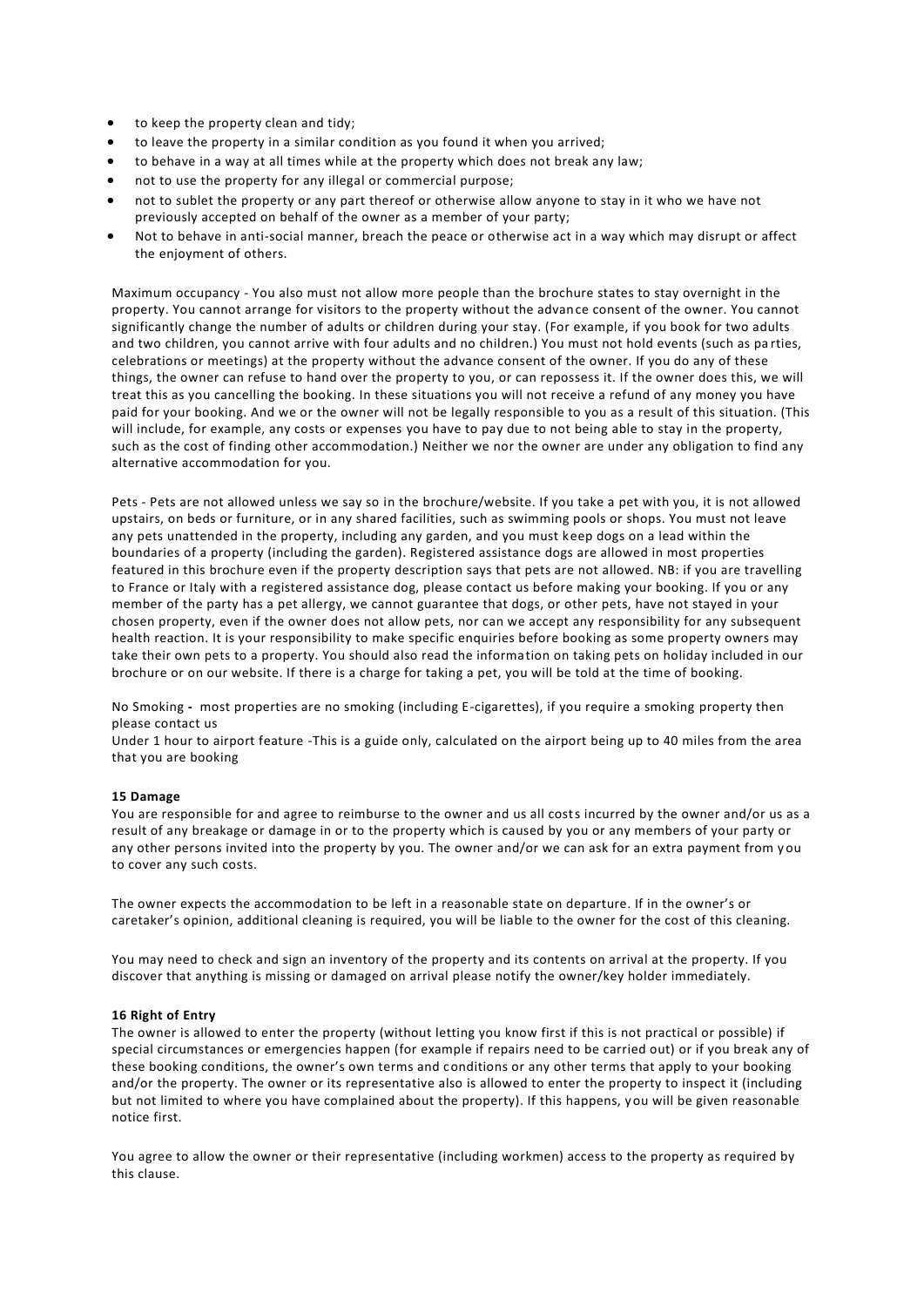- to keep the property clean and tidy;
- to leave the property in a similar condition as you found it when you arrived;
- to behave in a way at all times while at the property which does not break any law;
- not to use the property for any illegal or commercial purpose;
- not to sublet the property or any part thereof or otherwise allow anyone to stay in it who we have not previously accepted on behalf of the owner as a member of your party;
- Not to behave in anti-social manner, breach the peace or otherwise act in a way which may disrupt or affect the enjoyment of others.

Maximum occupancy - You also must not allow more people than the brochure states to stay overnight in the property. You cannot arrange for visitors to the property without the advance consent of the owner. You cannot significantly change the number of adults or children during your stay. (For example, if you book for two adults and two children, you cannot arrive with four adults and no children.) You must not hold events (such as parties, celebrations or meetings) at the property without the advance consent of the owner. If you do any of these things, the owner can refuse to hand over the property to you, or can repossess it. If the owner does this, we will treat this as you cancelling the booking. In these situations you will not receive a refund of any money you have paid for your booking. And we or the owner will not be legally responsible to you as a result of this situation. (This will include, for example, any costs or expenses you have to pay due to not being able to stay in the property, such as the cost of finding other accommodation.) Neither we nor the owner are under any obligation to find any alternative accommodation for you.

Pets - Pets are not allowed unless we say so in the brochure/website. If you take a pet with you, it is not allowed upstairs, on beds or furniture, or in any shared facilities, such as swimming pools or shops. You must not leave any pets unattended in the property, including any garden, and you must keep dogs on a lead within the boundaries of a property (including the garden). Registered assistance dogs are allowed in most properties featured in this brochure even if the property description says that pets are not allowed. NB: if you are travelling to France or Italy with a registered assistance dog, please contact us before making your booking. If you or any member of the party has a pet allergy, we cannot guarantee that dogs, or other pets, have not stayed in your chosen property, even if the owner does not allow pets, nor can we accept any responsibility for any subsequent health reaction. It is your responsibility to make specific enquiries before booking as some property owners may take their own pets to a property. You should also read the information on taking pets on holiday included in our brochure or on our website. If there is a charge for taking a pet, you will be told at the time of booking.

No Smoking - most properties are no smoking (including E-cigarettes), if you require a smoking property then please contact us

Under 1 hour to airport feature -This is a guide only, calculated on the airport being up to 40 miles from the area that you are booking

**15 Damage**

You are responsible for and agree to reimburse to the owner and us all costs incurred by the owner and/or us as a result of any breakage or damage in or to the property which is caused by you or any members of your party or any other persons invited into the property by you. The owner and/or we can ask for an extra payment from you to cover any such costs.

The owner expects the accommodation to be left in a reasonable state on departure. If in the owner's or caretaker's opinion, additional cleaning is required, you will be liable to the owner for the cost of this cleaning.

You may need to check and sign an inventory of the property and its contents on arrival at the property. If you discover that anything is missing or damaged on arrival please notify the owner/key holder immediately.

**16 Right of Entry**

The owner is allowed to enter the property (without letting you know first if this is not practical or possible) if special circumstances or emergencies happen (for example if repairs need to be carried out) or if you break any of these booking conditions, the owner's own terms and conditions or any other terms that apply to your booking and/or the property. The owner or its representative also is allowed to enter the property to inspect it (including but not limited to where you have complained about the property). If this happens, you will be given reasonable notice first.

You agree to allow the owner or their representative (including workmen) access to the property as required by this clause.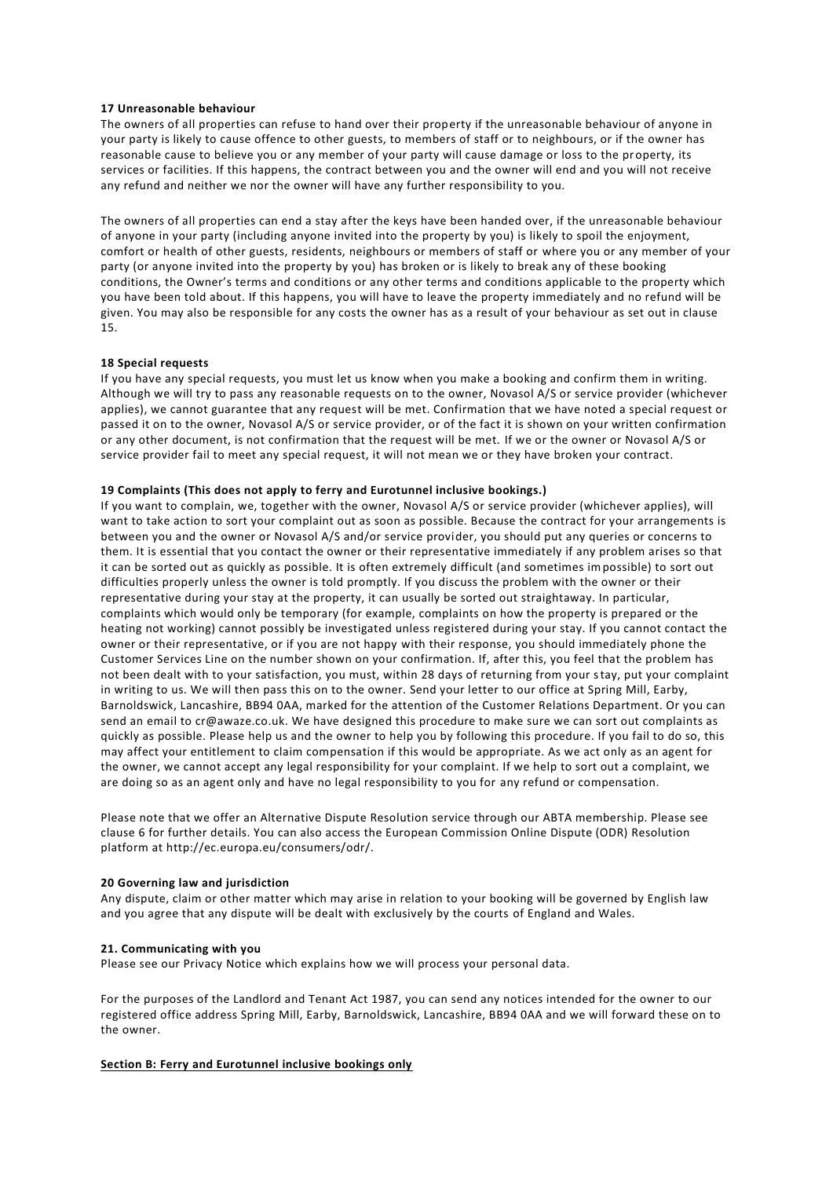**17 Unreasonable behaviour**

The owners of all properties can refuse to hand over their property if the unreasonable behaviour of anyone in your party is likely to cause offence to other guests, to members of staff or to neighbours, or if the owner has reasonable cause to believe you or any member of your party will cause damage or loss to the property, its services or facilities. If this happens, the contract between you and the owner will end and you will not receive any refund and neither we nor the owner will have any further responsibility to you.

The owners of all properties can end a stay after the keys have been handed over, if the unreasonable behaviour of anyone in your party (including anyone invited into the property by you) is likely to spoil the enjoyment, comfort or health of other guests, residents, neighbours or members of staff or where you or any member of your party (or anyone invited into the property by you) has broken or is likely to break any of these booking conditions, the Owner's terms and conditions or any other terms and conditions applicable to the property which you have been told about. If this happens, you will have to leave the property immediately and no refund will be given. You may also be responsible for any costs the owner has as a result of your behaviour as set out in clause 15.

**18 Special requests**

If you have any special requests, you must let us know when you make a booking and confirm them in writing. Although we will try to pass any reasonable requests on to the owner, Novasol A/S or service provider (whichever applies), we cannot guarantee that any request will be met. Confirmation that we have noted a special request or passed it on to the owner, Novasol A/S or service provider, or of the fact it is shown on your written confirmation or any other document, is not confirmation that the request will be met. If we or the owner or Novasol A/S or service provider fail to meet any special request, it will not mean we or they have broken your contract.

**19 Complaints (This does not apply to ferry and Eurotunnel inclusive bookings.)**

If you want to complain, we, together with the owner, Novasol A/S or service provider (whichever applies), will want to take action to sort your complaint out as soon as possible. Because the contract for your arrangements is between you and the owner or Novasol A/S and/or service provider, you should put any queries or concerns to them. It is essential that you contact the owner or their representative immediately if any problem arises so that it can be sorted out as quickly as possible. It is often extremely difficult (and sometimes impossible) to sort out difficulties properly unless the owner is told promptly. If you discuss the problem with the owner or their representative during your stay at the property, it can usually be sorted out straightaway. In particular, complaints which would only be temporary (for example, complaints on how the property is prepared or the heating not working) cannot possibly be investigated unless registered during your stay. If you cannot contact the owner or their representative, or if you are not happy with their response, you should immediately phone the Customer Services Line on the number shown on your confirmation. If, after this, you feel that the problem has not been dealt with to your satisfaction, you must, within 28 days of returning from your stay, put your complaint in writing to us. We will then pass this on to the owner. Send your letter to our office at Spring Mill, Earby, Barnoldswick, Lancashire, BB94 0AA, marked for the attention of the Customer Relations Department. Or you can send an email to cr@awaze.co.uk. We have designed this procedure to make sure we can sort out complaints as quickly as possible. Please help us and the owner to help you by following this procedure. If you fail to do so, this may affect your entitlement to claim compensation if this would be appropriate. As we act only as an agent for the owner, we cannot accept any legal responsibility for your complaint. If we help to sort out a complaint, we are doing so as an agent only and have no legal responsibility to you for any refund or compensation.

Please note that we offer an Alternative Dispute Resolution service through our ABTA membership. Please see clause 6 for further details. You can also access the European Commission Online Dispute (ODR) Resolution platform at http://ec.europa.eu/consumers/odr/.

**20 Governing law and jurisdiction**

Any dispute, claim or other matter which may arise in relation to your booking will be governed by English law and you agree that any dispute will be dealt with exclusively by the courts of England and Wales.

**21. Communicating with you**

Please see our Privacy Notice which explains how we will process your personal data.

For the purposes of the Landlord and Tenant Act 1987, you can send any notices intended for the owner to our registered office address Spring Mill, Earby, Barnoldswick, Lancashire, BB94 0AA and we will forward these on to the owner.

**Section B: Ferry and Eurotunnel inclusive bookings only**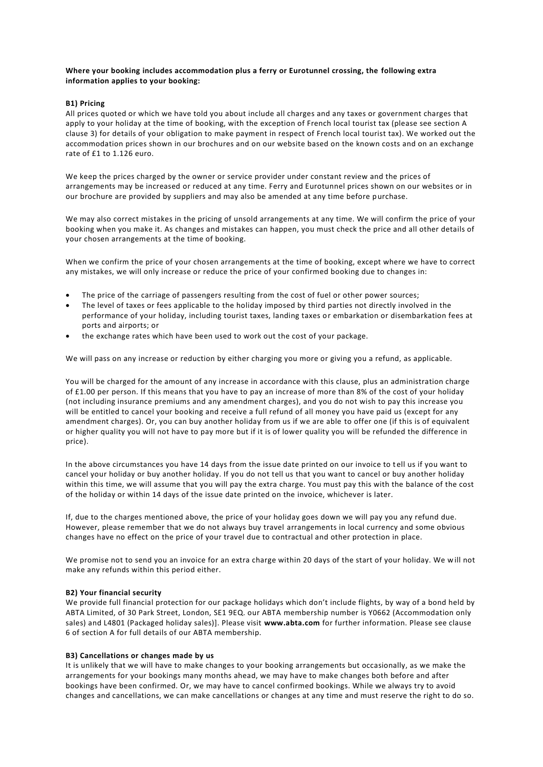**Where your booking includes accommodation plus a ferry or Eurotunnel crossing, the following extra information applies to your booking:**

**B1) Pricing**

All prices quoted or which we have told you about include all charges and any taxes or government charges that apply to your holiday at the time of booking, with the exception of French local tourist tax (please see section A clause 3) for details of your obligation to make payment in respect of French local tourist tax). We worked out the accommodation prices shown in our brochures and on our website based on the known costs and on an exchange rate of £1 to 1.126 euro.

We keep the prices charged by the owner or service provider under constant review and the prices of arrangements may be increased or reduced at any time. Ferry and Eurotunnel prices shown on our websites or in our brochure are provided by suppliers and may also be amended at any time before purchase.

We may also correct mistakes in the pricing of unsold arrangements at any time. We will confirm the price of your booking when you make it. As changes and mistakes can happen, you must check the price and all other details of your chosen arrangements at the time of booking.

When we confirm the price of your chosen arrangements at the time of booking, except where we have to correct any mistakes, we will only increase or reduce the price of your confirmed booking due to changes in:

- The price of the carriage of passengers resulting from the cost of fuel or other power sources;
- The level of taxes or fees applicable to the holiday imposed by third parties not directly involved in the performance of your holiday, including tourist taxes, landing taxes or embarkation or disembarkation fees at ports and airports; or
- the exchange rates which have been used to work out the cost of your package.

We will pass on any increase or reduction by either charging you more or giving you a refund, as applicable.

You will be charged for the amount of any increase in accordance with this clause, plus an administration charge of £1.00 per person. If this means that you have to pay an increase of more than 8% of the cost of your holiday (not including insurance premiums and any amendment charges), and you do not wish to pay this increase you will be entitled to cancel your booking and receive a full refund of all money you have paid us (except for any amendment charges). Or, you can buy another holiday from us if we are able to offer one (if this is of equivalent or higher quality you will not have to pay more but if it is of lower quality you will be refunded the difference in price).

In the above circumstances you have 14 days from the issue date printed on our invoice to tell us if you want to cancel your holiday or buy another holiday. If you do not tell us that you want to cancel or buy another holiday within this time, we will assume that you will pay the extra charge. You must pay this with the balance of the cost of the holiday or within 14 days of the issue date printed on the invoice, whichever is later.

If, due to the charges mentioned above, the price of your holiday goes down we will pay you any refund due. However, please remember that we do not always buy travel arrangements in local currency and some obvious changes have no effect on the price of your travel due to contractual and other protection in place.

We promise not to send you an invoice for an extra charge within 20 days of the start of your holiday. We will not make any refunds within this period either.

**B2) Your financial security**

We provide full financial protection for our package holidays which don't include flights, by way of a bond held by ABTA Limited, of 30 Park Street, London, SE1 9EQ. our ABTA membership number is Y0662 (Accommodation only sales) and L4801 (Packaged holiday sales)]. Please visit **www.abta.com** for further information. Please see clause 6 of section A for full details of our ABTA membership.

**B3) Cancellations or changes made by us**

It is unlikely that we will have to make changes to your booking arrangements but occasionally, as we make the arrangements for your bookings many months ahead, we may have to make changes both before and after bookings have been confirmed. Or, we may have to cancel confirmed bookings. While we always try to avoid changes and cancellations, we can make cancellations or changes at any time and must reserve the right to do so.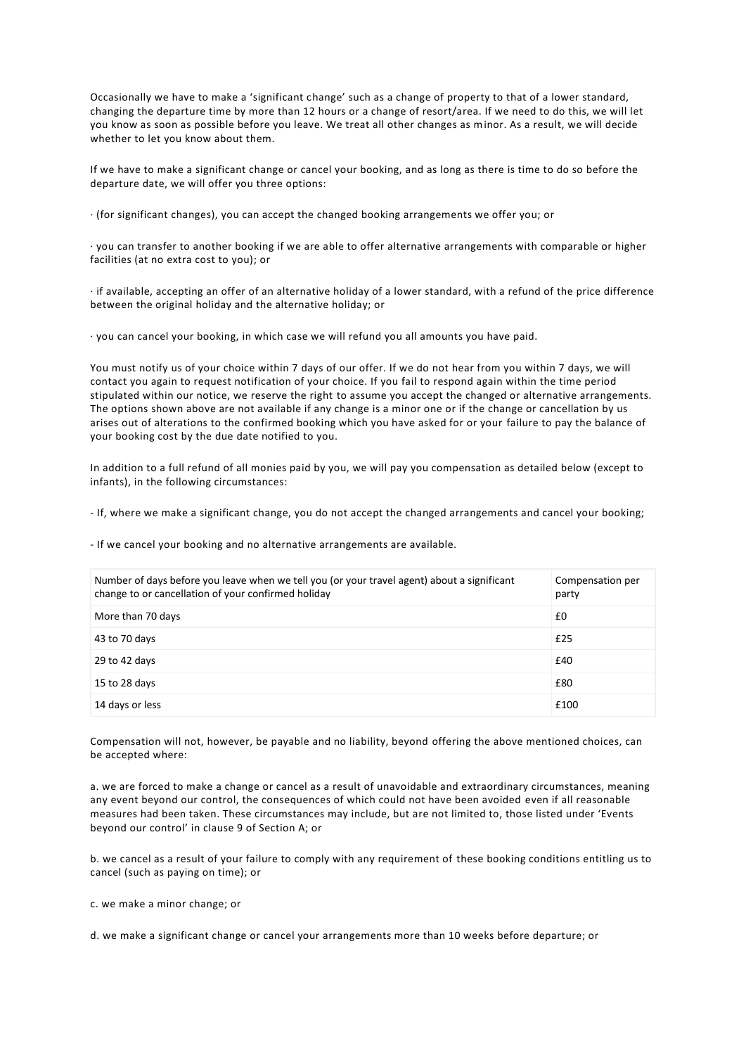Occasionally we have to make a 'significant change' such as a change of property to that of a lower standard, changing the departure time by more than 12 hours or a change of resort/area. If we need to do this, we will let you know as soon as possible before you leave. We treat all other changes as minor. As a result, we will decide whether to let you know about them.

If we have to make a significant change or cancel your booking, and as long as there is time to do so before the departure date, we will offer you three options:

· (for significant changes), you can accept the changed booking arrangements we offer you; or

· you can transfer to another booking if we are able to offer alternative arrangements with comparable or higher facilities (at no extra cost to you); or

· if available, accepting an offer of an alternative holiday of a lower standard, with a refund of the price difference between the original holiday and the alternative holiday; or

· you can cancel your booking, in which case we will refund you all amounts you have paid.

You must notify us of your choice within 7 days of our offer. If we do not hear from you within 7 days, we will contact you again to request notification of your choice. If you fail to respond again within the time period stipulated within our notice, we reserve the right to assume you accept the changed or alternative arrangements. The options shown above are not available if any change is a minor one or if the change or cancellation by us arises out of alterations to the confirmed booking which you have asked for or your failure to pay the balance of your booking cost by the due date notified to you.

In addition to a full refund of all monies paid by you, we will pay you compensation as detailed below (except to infants), in the following circumstances:

- If, where we make a significant change, you do not accept the changed arrangements and cancel your booking;

- If we cancel your booking and no alternative arrangements are available.

| Number of days before you leave when we tell you (or your travel agent) about a significant change to or cancellation of your confirmed holiday | Compensation per party |
|---|---|
| More than 70 days | £0 |
| 43 to 70 days | £25 |
| 29 to 42 days | £40 |
| 15 to 28 days | £80 |
| 14 days or less | £100 |

Compensation will not, however, be payable and no liability, beyond offering the above mentioned choices, can be accepted where:

a. we are forced to make a change or cancel as a result of unavoidable and extraordinary circumstances, meaning any event beyond our control, the consequences of which could not have been avoided even if all reasonable measures had been taken. These circumstances may include, but are not limited to, those listed under 'Events beyond our control' in clause 9 of Section A; or

b. we cancel as a result of your failure to comply with any requirement of these booking conditions entitling us to cancel (such as paying on time); or

c. we make a minor change; or

d. we make a significant change or cancel your arrangements more than 10 weeks before departure; or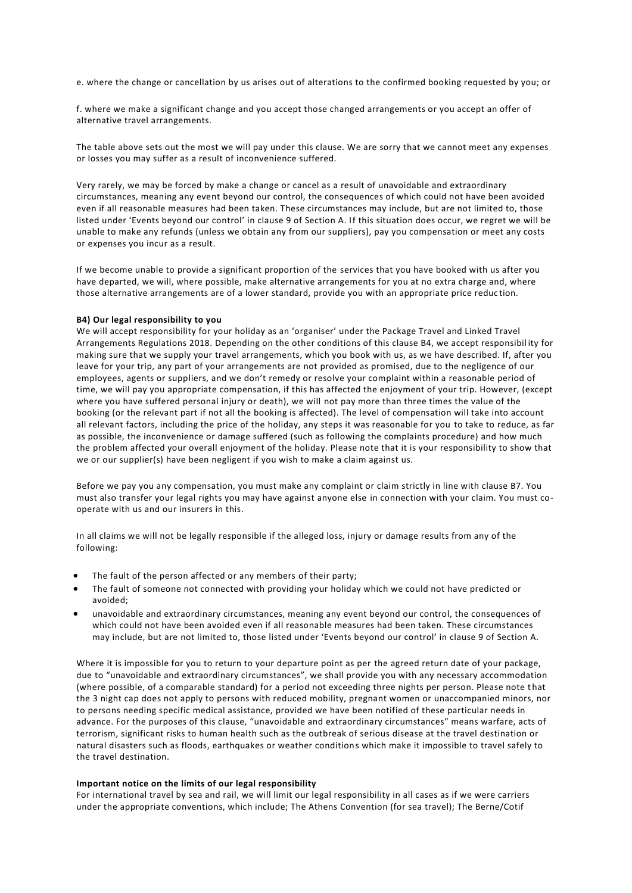e. where the change or cancellation by us arises out of alterations to the confirmed booking requested by you; or

f. where we make a significant change and you accept those changed arrangements or you accept an offer of alternative travel arrangements.

The table above sets out the most we will pay under this clause. We are sorry that we cannot meet any expenses or losses you may suffer as a result of inconvenience suffered.

Very rarely, we may be forced by make a change or cancel as a result of unavoidable and extraordinary circumstances, meaning any event beyond our control, the consequences of which could not have been avoided even if all reasonable measures had been taken. These circumstances may include, but are not limited to, those listed under 'Events beyond our control' in clause 9 of Section A. If this situation does occur, we regret we will be unable to make any refunds (unless we obtain any from our suppliers), pay you compensation or meet any costs or expenses you incur as a result.

If we become unable to provide a significant proportion of the services that you have booked with us after you have departed, we will, where possible, make alternative arrangements for you at no extra charge and, where those alternative arrangements are of a lower standard, provide you with an appropriate price reduction.

**B4) Our legal responsibility to you**

We will accept responsibility for your holiday as an 'organiser' under the Package Travel and Linked Travel Arrangements Regulations 2018. Depending on the other conditions of this clause B4, we accept responsibility for making sure that we supply your travel arrangements, which you book with us, as we have described. If, after you leave for your trip, any part of your arrangements are not provided as promised, due to the negligence of our employees, agents or suppliers, and we don't remedy or resolve your complaint within a reasonable period of time, we will pay you appropriate compensation, if this has affected the enjoyment of your trip. However, (except where you have suffered personal injury or death), we will not pay more than three times the value of the booking (or the relevant part if not all the booking is affected). The level of compensation will take into account all relevant factors, including the price of the holiday, any steps it was reasonable for you to take to reduce, as far as possible, the inconvenience or damage suffered (such as following the complaints procedure) and how much the problem affected your overall enjoyment of the holiday. Please note that it is your responsibility to show that we or our supplier(s) have been negligent if you wish to make a claim against us.

Before we pay you any compensation, you must make any complaint or claim strictly in line with clause B7. You must also transfer your legal rights you may have against anyone else in connection with your claim. You must co-operate with us and our insurers in this.

In all claims we will not be legally responsible if the alleged loss, injury or damage results from any of the following:

- The fault of the person affected or any members of their party;
- The fault of someone not connected with providing your holiday which we could not have predicted or avoided;
- unavoidable and extraordinary circumstances, meaning any event beyond our control, the consequences of which could not have been avoided even if all reasonable measures had been taken. These circumstances may include, but are not limited to, those listed under 'Events beyond our control' in clause 9 of Section A.

Where it is impossible for you to return to your departure point as per the agreed return date of your package, due to "unavoidable and extraordinary circumstances", we shall provide you with any necessary accommodation (where possible, of a comparable standard) for a period not exceeding three nights per person. Please note that the 3 night cap does not apply to persons with reduced mobility, pregnant women or unaccompanied minors, nor to persons needing specific medical assistance, provided we have been notified of these particular needs in advance. For the purposes of this clause, "unavoidable and extraordinary circumstances" means warfare, acts of terrorism, significant risks to human health such as the outbreak of serious disease at the travel destination or natural disasters such as floods, earthquakes or weather conditions which make it impossible to travel safely to the travel destination.

**Important notice on the limits of our legal responsibility**

For international travel by sea and rail, we will limit our legal responsibility in all cases as if we were carriers under the appropriate conventions, which include; The Athens Convention (for sea travel); The Berne/Cotif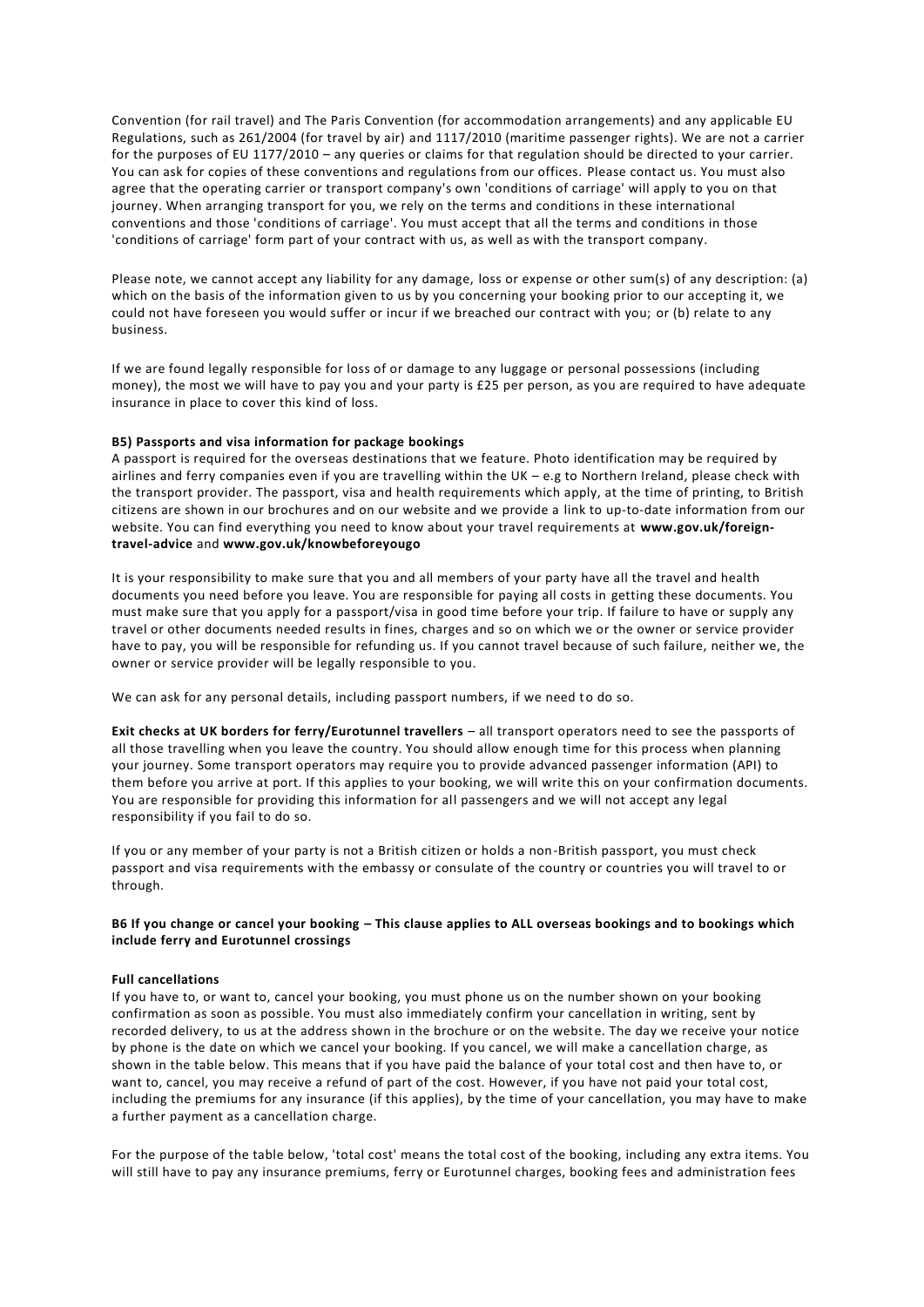Convention (for rail travel) and The Paris Convention (for accommodation arrangements) and any applicable EU Regulations, such as 261/2004 (for travel by air) and 1117/2010 (maritime passenger rights). We are not a carrier for the purposes of EU 1177/2010 – any queries or claims for that regulation should be directed to your carrier. You can ask for copies of these conventions and regulations from our offices. Please contact us. You must also agree that the operating carrier or transport company's own 'conditions of carriage' will apply to you on that journey. When arranging transport for you, we rely on the terms and conditions in these international conventions and those 'conditions of carriage'. You must accept that all the terms and conditions in those 'conditions of carriage' form part of your contract with us, as well as with the transport company.

Please note, we cannot accept any liability for any damage, loss or expense or other sum(s) of any description: (a) which on the basis of the information given to us by you concerning your booking prior to our accepting it, we could not have foreseen you would suffer or incur if we breached our contract with you; or (b) relate to any business.

If we are found legally responsible for loss of or damage to any luggage or personal possessions (including money), the most we will have to pay you and your party is £25 per person, as you are required to have adequate insurance in place to cover this kind of loss.

**B5) Passports and visa information for package bookings**

A passport is required for the overseas destinations that we feature. Photo identification may be required by airlines and ferry companies even if you are travelling within the UK – e.g to Northern Ireland, please check with the transport provider. The passport, visa and health requirements which apply, at the time of printing, to British citizens are shown in our brochures and on our website and we provide a link to up-to-date information from our website. You can find everything you need to know about your travel requirements at **www.gov.uk/foreign-travel-advice** and **www.gov.uk/knowbeforeyougo**

It is your responsibility to make sure that you and all members of your party have all the travel and health documents you need before you leave. You are responsible for paying all costs in getting these documents. You must make sure that you apply for a passport/visa in good time before your trip. If failure to have or supply any travel or other documents needed results in fines, charges and so on which we or the owner or service provider have to pay, you will be responsible for refunding us. If you cannot travel because of such failure, neither we, the owner or service provider will be legally responsible to you.

We can ask for any personal details, including passport numbers, if we need to do so.

**Exit checks at UK borders for ferry/Eurotunnel travellers** – all transport operators need to see the passports of all those travelling when you leave the country. You should allow enough time for this process when planning your journey. Some transport operators may require you to provide advanced passenger information (API) to them before you arrive at port. If this applies to your booking, we will write this on your confirmation documents. You are responsible for providing this information for all passengers and we will not accept any legal responsibility if you fail to do so.

If you or any member of your party is not a British citizen or holds a non-British passport, you must check passport and visa requirements with the embassy or consulate of the country or countries you will travel to or through.

**B6 If you change or cancel your booking – This clause applies to ALL overseas bookings and to bookings which include ferry and Eurotunnel crossings**

**Full cancellations**

If you have to, or want to, cancel your booking, you must phone us on the number shown on your booking confirmation as soon as possible. You must also immediately confirm your cancellation in writing, sent by recorded delivery, to us at the address shown in the brochure or on the website. The day we receive your notice by phone is the date on which we cancel your booking. If you cancel, we will make a cancellation charge, as shown in the table below. This means that if you have paid the balance of your total cost and then have to, or want to, cancel, you may receive a refund of part of the cost. However, if you have not paid your total cost, including the premiums for any insurance (if this applies), by the time of your cancellation, you may have to make a further payment as a cancellation charge.

For the purpose of the table below, 'total cost' means the total cost of the booking, including any extra items. You will still have to pay any insurance premiums, ferry or Eurotunnel charges, booking fees and administration fees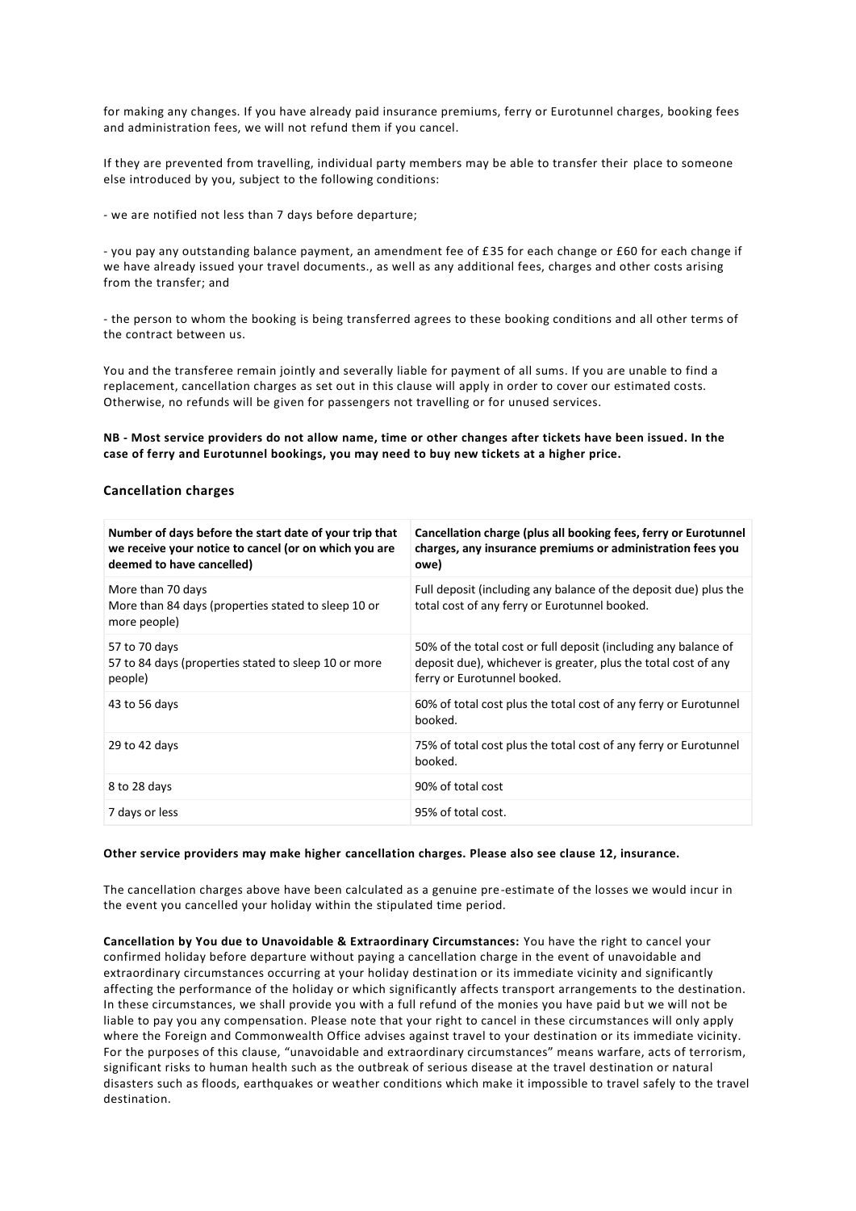for making any changes. If you have already paid insurance premiums, ferry or Eurotunnel charges, booking fees and administration fees, we will not refund them if you cancel.

If they are prevented from travelling, individual party members may be able to transfer their place to someone else introduced by you, subject to the following conditions:

- we are notified not less than 7 days before departure;

- you pay any outstanding balance payment, an amendment fee of £35 for each change or £60 for each change if we have already issued your travel documents., as well as any additional fees, charges and other costs arising from the transfer; and

- the person to whom the booking is being transferred agrees to these booking conditions and all other terms of the contract between us.

You and the transferee remain jointly and severally liable for payment of all sums. If you are unable to find a replacement, cancellation charges as set out in this clause will apply in order to cover our estimated costs. Otherwise, no refunds will be given for passengers not travelling or for unused services.

**NB - Most service providers do not allow name, time or other changes after tickets have been issued. In the case of ferry and Eurotunnel bookings, you may need to buy new tickets at a higher price.**

### Cancellation charges

| Number of days before the start date of your trip that we receive your notice to cancel (or on which you are deemed to have cancelled) | Cancellation charge (plus all booking fees, ferry or Eurotunnel charges, any insurance premiums or administration fees you owe) |
|---|---|
| More than 70 days<br>More than 84 days (properties stated to sleep 10 or more people) | Full deposit (including any balance of the deposit due) plus the total cost of any ferry or Eurotunnel booked. |
| 57 to 70 days<br>57 to 84 days (properties stated to sleep 10 or more people) | 50% of the total cost or full deposit (including any balance of deposit due), whichever is greater, plus the total cost of any ferry or Eurotunnel booked. |
| 43 to 56 days | 60% of total cost plus the total cost of any ferry or Eurotunnel booked. |
| 29 to 42 days | 75% of total cost plus the total cost of any ferry or Eurotunnel booked. |
| 8 to 28 days | 90% of total cost |
| 7 days or less | 95% of total cost. |

**Other service providers may make higher cancellation charges. Please also see clause 12, insurance.**

The cancellation charges above have been calculated as a genuine pre-estimate of the losses we would incur in the event you cancelled your holiday within the stipulated time period.

**Cancellation by You due to Unavoidable & Extraordinary Circumstances:** You have the right to cancel your confirmed holiday before departure without paying a cancellation charge in the event of unavoidable and extraordinary circumstances occurring at your holiday destination or its immediate vicinity and significantly affecting the performance of the holiday or which significantly affects transport arrangements to the destination. In these circumstances, we shall provide you with a full refund of the monies you have paid but we will not be liable to pay you any compensation. Please note that your right to cancel in these circumstances will only apply where the Foreign and Commonwealth Office advises against travel to your destination or its immediate vicinity. For the purposes of this clause, "unavoidable and extraordinary circumstances" means warfare, acts of terrorism, significant risks to human health such as the outbreak of serious disease at the travel destination or natural disasters such as floods, earthquakes or weather conditions which make it impossible to travel safely to the travel destination.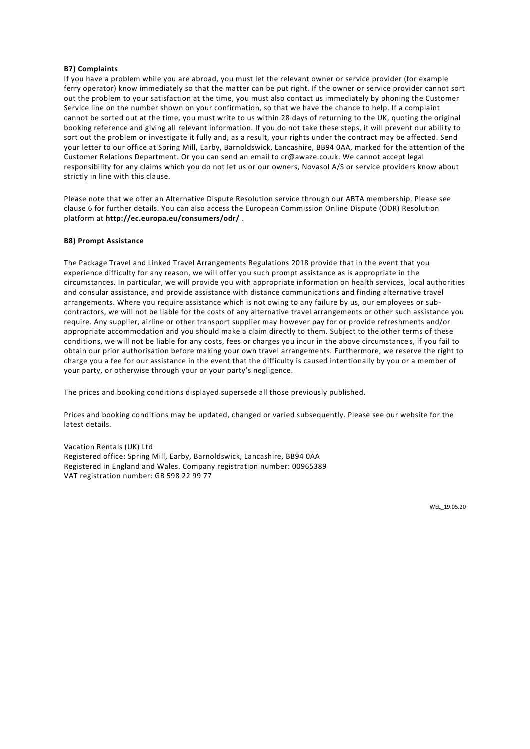**B7) Complaints**

If you have a problem while you are abroad, you must let the relevant owner or service provider (for example ferry operator) know immediately so that the matter can be put right. If the owner or service provider cannot sort out the problem to your satisfaction at the time, you must also contact us immediately by phoning the Customer Service line on the number shown on your confirmation, so that we have the chance to help. If a complaint cannot be sorted out at the time, you must write to us within 28 days of returning to the UK, quoting the original booking reference and giving all relevant information. If you do not take these steps, it will prevent our ability to sort out the problem or investigate it fully and, as a result, your rights under the contract may be affected. Send your letter to our office at Spring Mill, Earby, Barnoldswick, Lancashire, BB94 0AA, marked for the attention of the Customer Relations Department. Or you can send an email to cr@awaze.co.uk. We cannot accept legal responsibility for any claims which you do not let us or our owners, Novasol A/S or service providers know about strictly in line with this clause.

Please note that we offer an Alternative Dispute Resolution service through our ABTA membership. Please see clause 6 for further details. You can also access the European Commission Online Dispute (ODR) Resolution platform at **http://ec.europa.eu/consumers/odr/** .

**B8) Prompt Assistance**

The Package Travel and Linked Travel Arrangements Regulations 2018 provide that in the event that you experience difficulty for any reason, we will offer you such prompt assistance as is appropriate in the circumstances. In particular, we will provide you with appropriate information on health services, local authorities and consular assistance, and provide assistance with distance communications and finding alternative travel arrangements. Where you require assistance which is not owing to any failure by us, our employees or sub-contractors, we will not be liable for the costs of any alternative travel arrangements or other such assistance you require. Any supplier, airline or other transport supplier may however pay for or provide refreshments and/or appropriate accommodation and you should make a claim directly to them. Subject to the other terms of these conditions, we will not be liable for any costs, fees or charges you incur in the above circumstances, if you fail to obtain our prior authorisation before making your own travel arrangements. Furthermore, we reserve the right to charge you a fee for our assistance in the event that the difficulty is caused intentionally by you or a member of your party, or otherwise through your or your party's negligence.

The prices and booking conditions displayed supersede all those previously published.

Prices and booking conditions may be updated, changed or varied subsequently. Please see our website for the latest details.

Vacation Rentals (UK) Ltd
Registered office: Spring Mill, Earby, Barnoldswick, Lancashire, BB94 0AA
Registered in England and Wales. Company registration number: 00965389
VAT registration number: GB 598 22 99 77

WEL_19.05.20